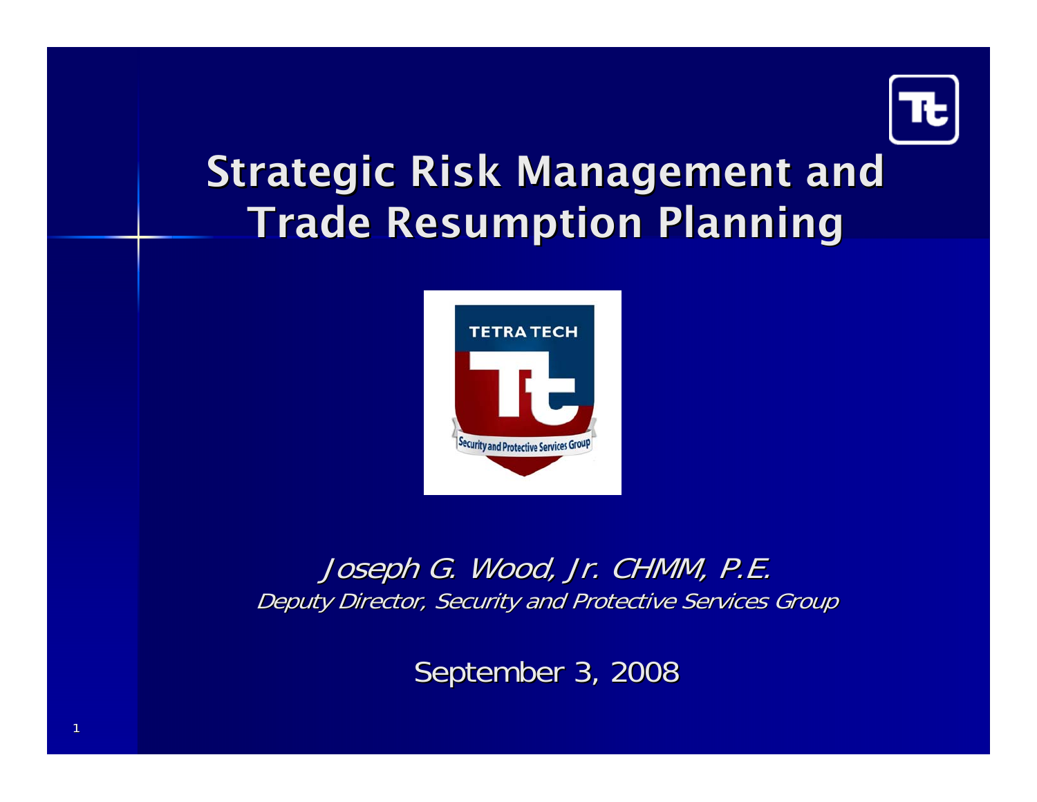# Strategic Risk Management and Trade Resumption Planning

*Joseph G. Wood, Jr. CHMM, P.E.*

*Deputy Director, Security and Protective Services Group*

September 3, 2008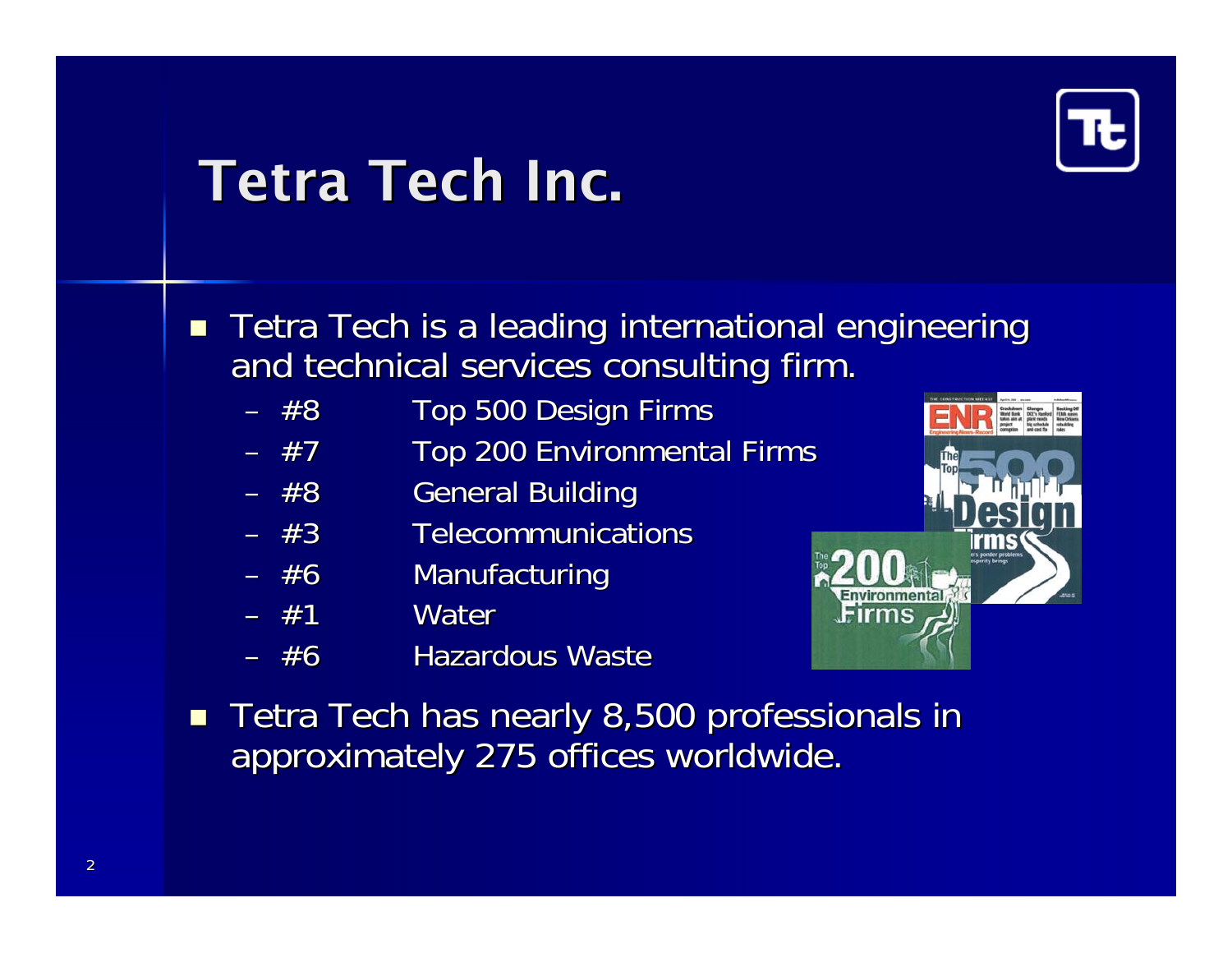# Tetra Tech Inc.

- Tetra Tech is a leading international engineering and technical services consulting firm.
  - #8 Top 500 Design Firms
  - #7 Top 200 Environmental Firms
  - #8 General Building
  - #3 Telecommunications
  - #6 Manufacturing
  - #1 Water
  - #6 Hazardous Waste
- Tetra Tech has nearly 8,500 professionals in approximately 275 offices worldwide.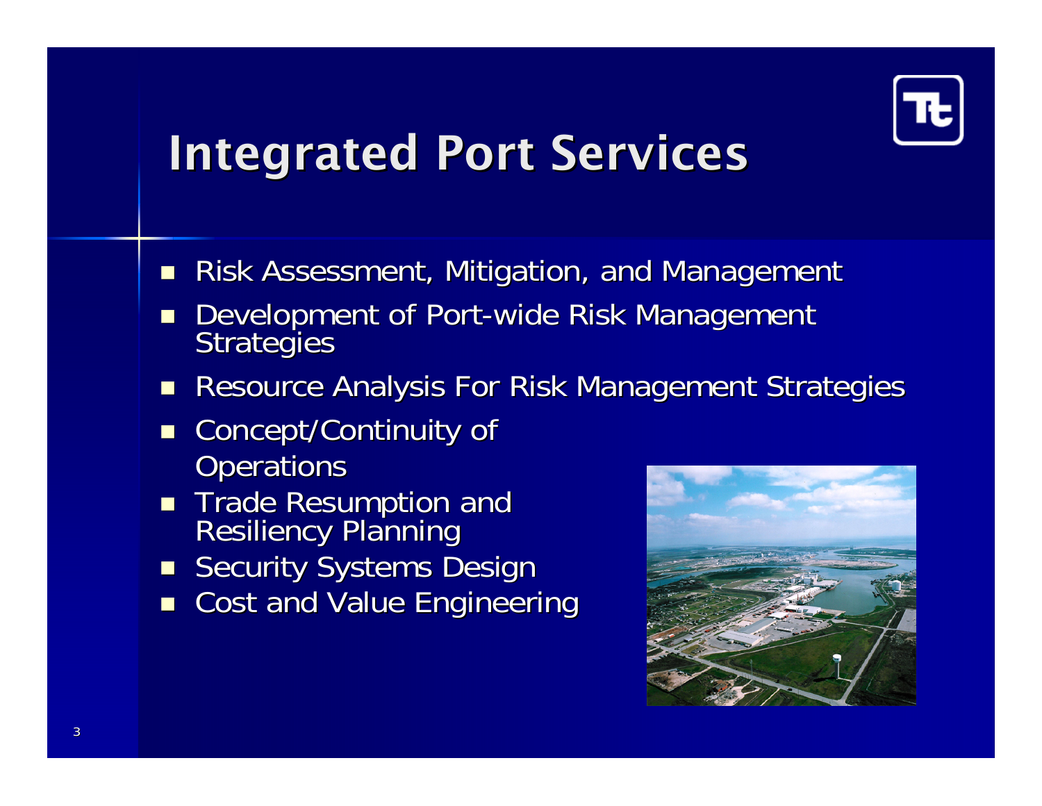# Integrated Port Services

- Risk Assessment, Mitigation, and Management
- Development of Port-wide Risk Management Strategies
- Resource Analysis For Risk Management Strategies
- Concept/Continuity of Operations
- Trade Resumption and Resiliency Planning
- Security Systems Design
- Cost and Value Engineering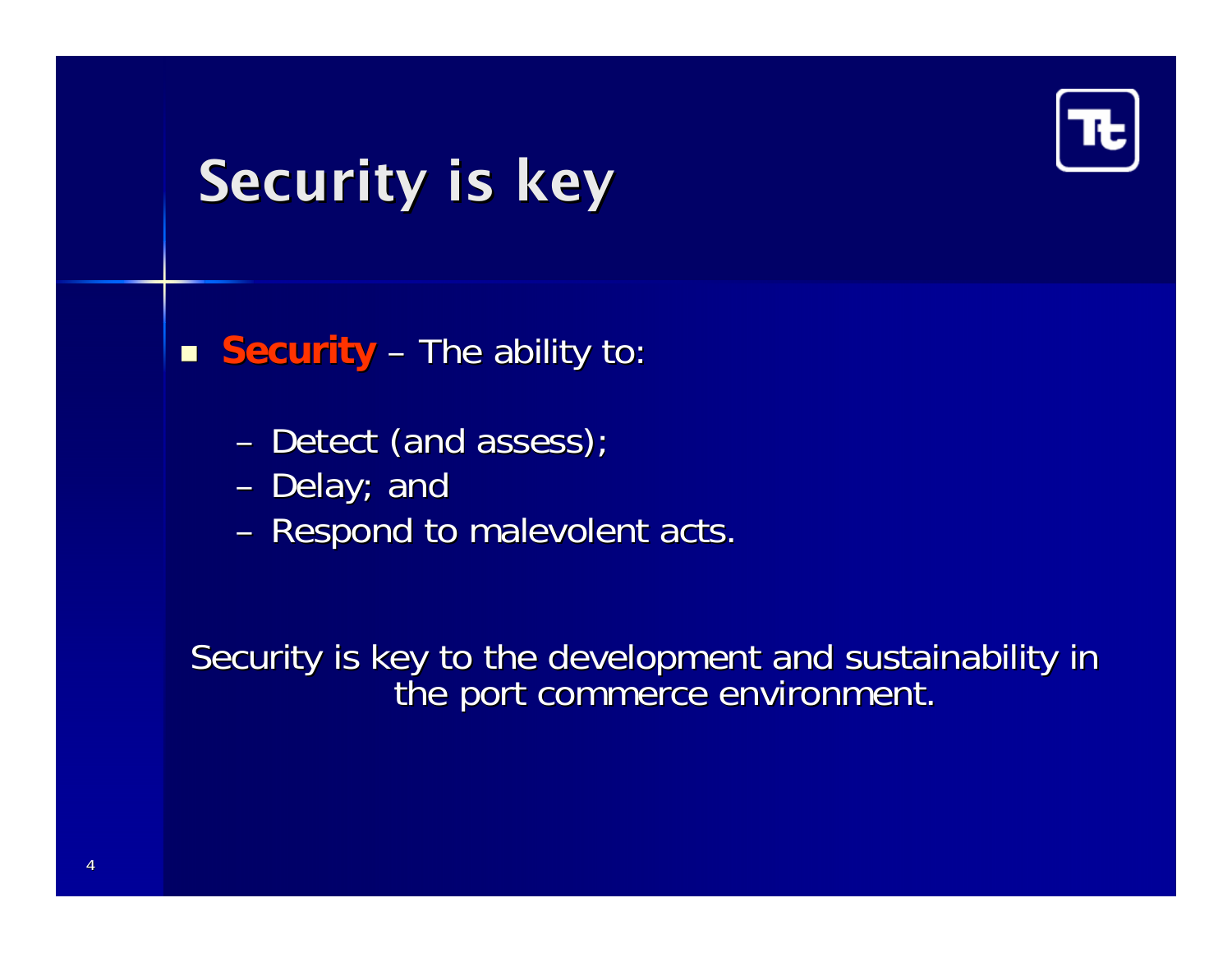# Security is key

- **Security** – The ability to:
  - Detect (and assess);
  - Delay; and
  - Respond to malevolent acts.

Security is key to the development and sustainability in the port commerce environment.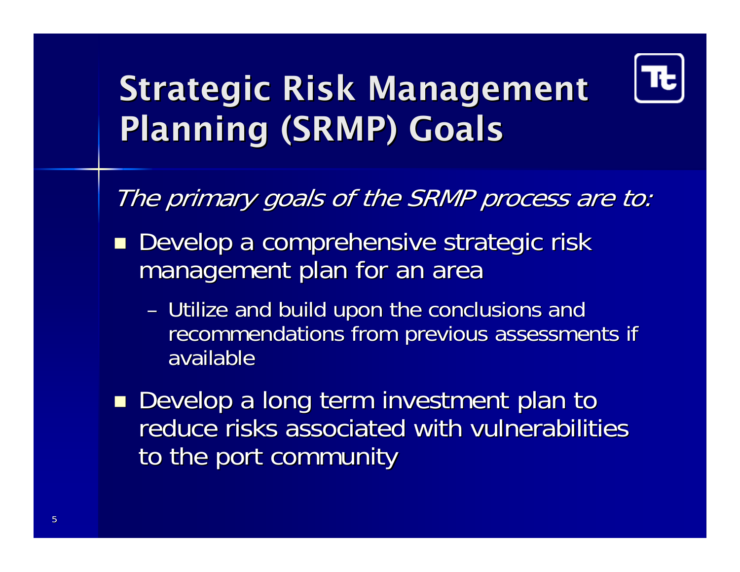# Strategic Risk Management Planning (SRMP) Goals

*The primary goals of the SRMP process are to:*

- Develop a comprehensive strategic risk management plan for an area
  - Utilize and build upon the conclusions and recommendations from previous assessments if available
- Develop a long term investment plan to reduce risks associated with vulnerabilities to the port community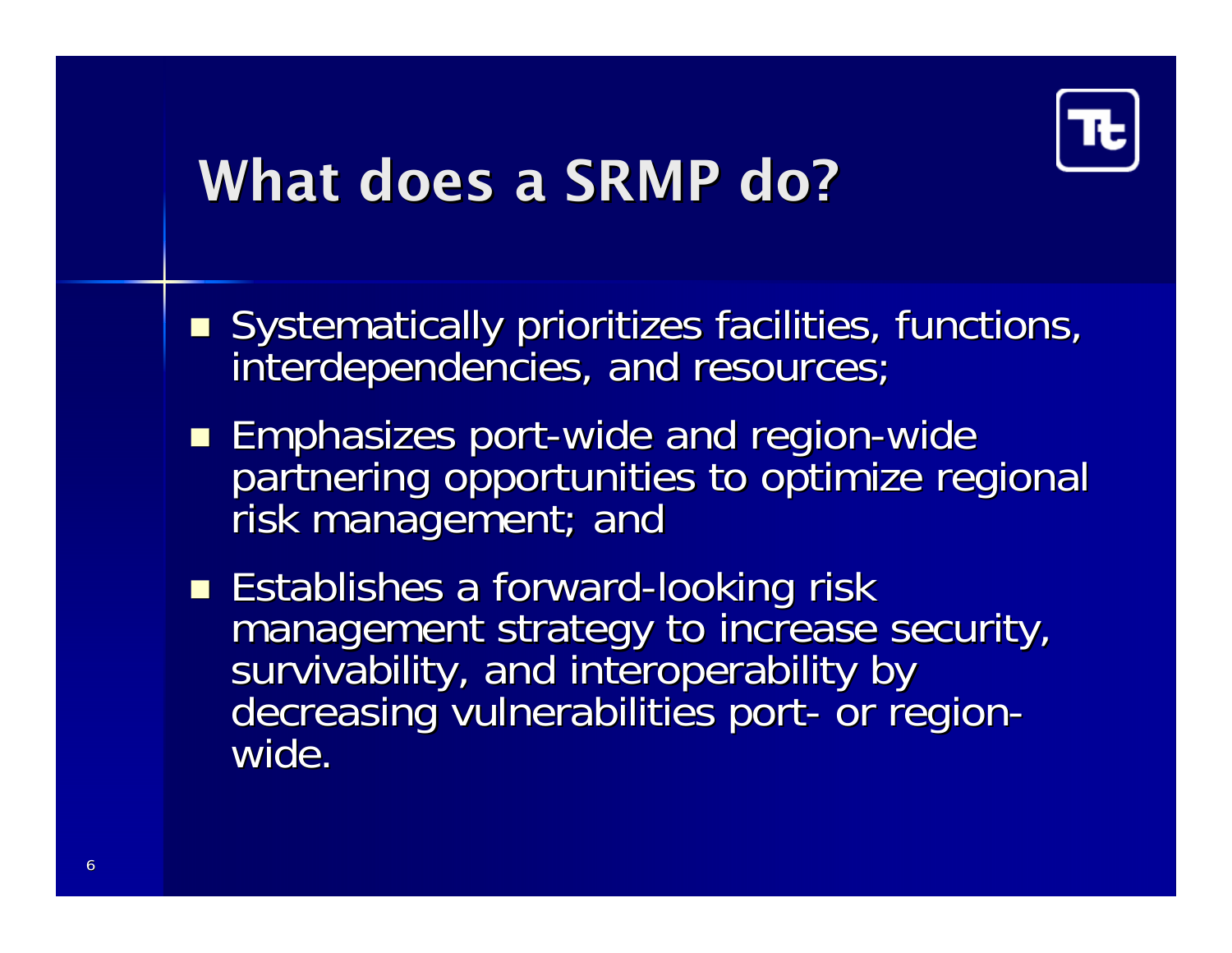# What does a SRMP do?

- Systematically prioritizes facilities, functions, interdependencies, and resources;
- Emphasizes port-wide and region-wide partnering opportunities to optimize regional risk management; and
- Establishes a forward-looking risk management strategy to increase security, survivability, and interoperability by decreasing vulnerabilities port- or region-wide.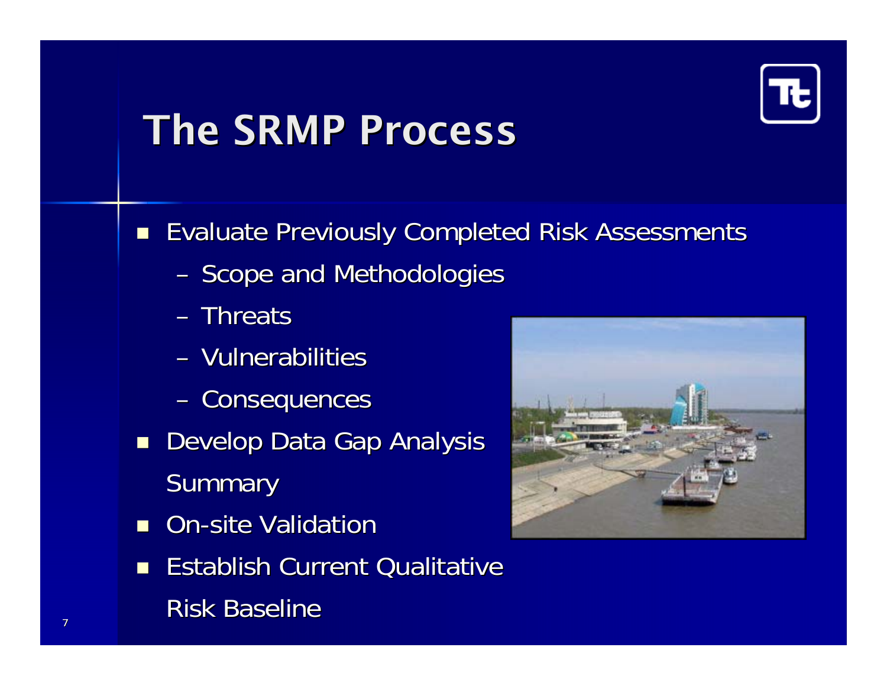# The SRMP Process

- Evaluate Previously Completed Risk Assessments
  - Scope and Methodologies
  - Threats
  - Vulnerabilities
  - Consequences
- Develop Data Gap Analysis Summary
- On-site Validation
- Establish Current Qualitative Risk Baseline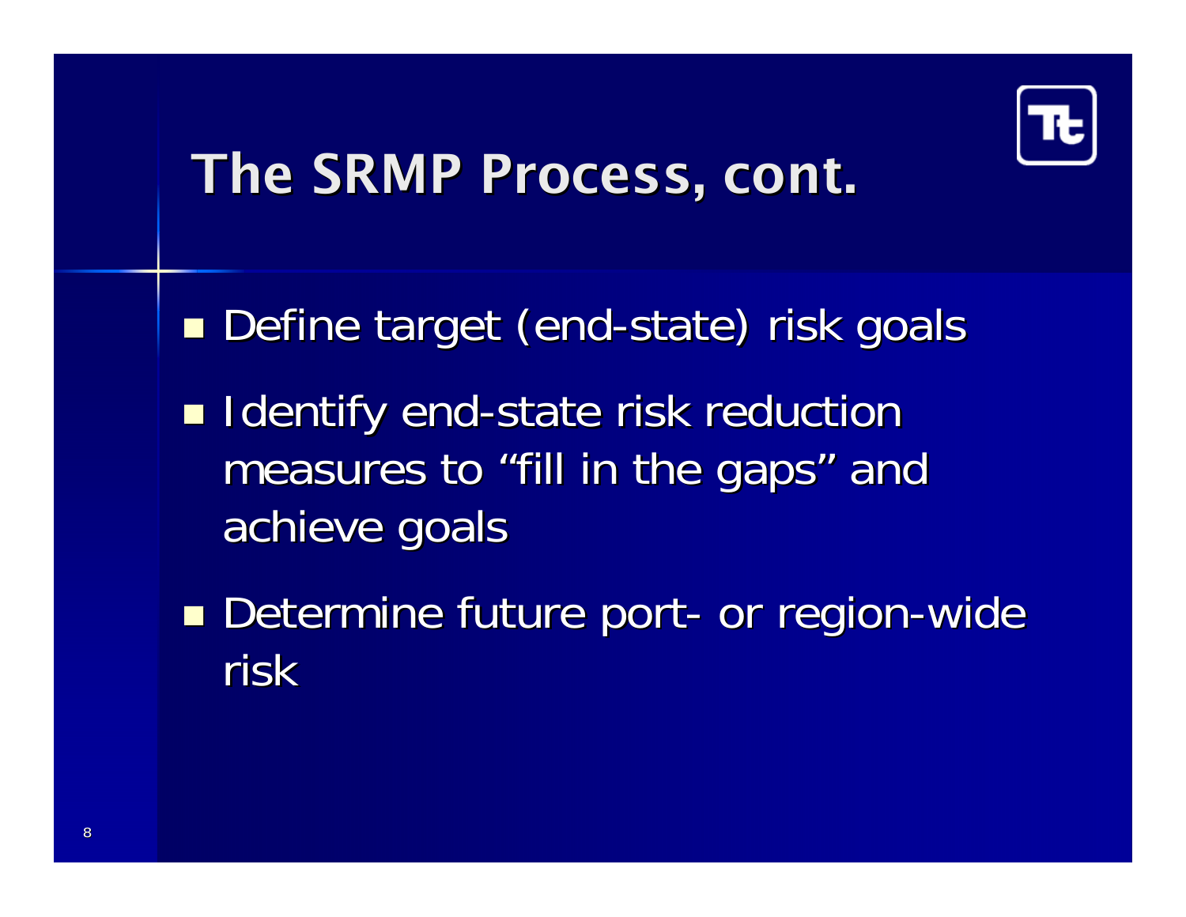# The SRMP Process, cont.

- Define target (end-state) risk goals
- Identify end-state risk reduction measures to “fill in the gaps” and achieve goals
- Determine future port- or region-wide risk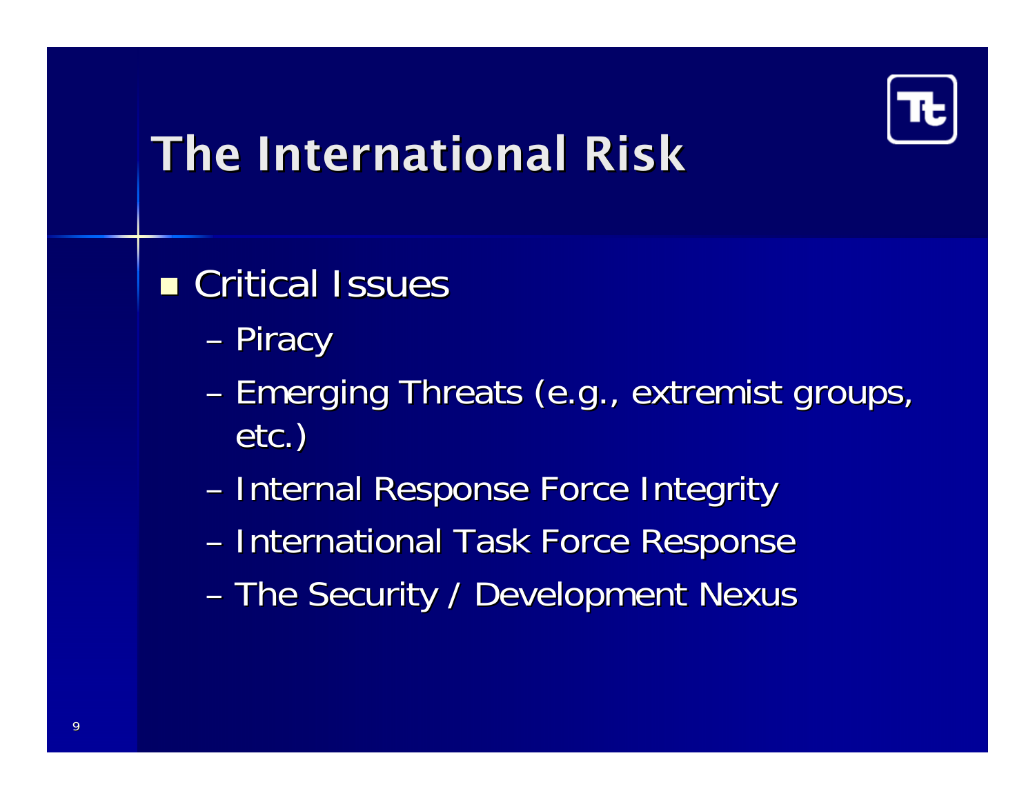# The International Risk

- Critical Issues
  - Piracy
  - Emerging Threats (e.g., extremist groups, etc.)
  - Internal Response Force Integrity
  - International Task Force Response
  - The Security / Development Nexus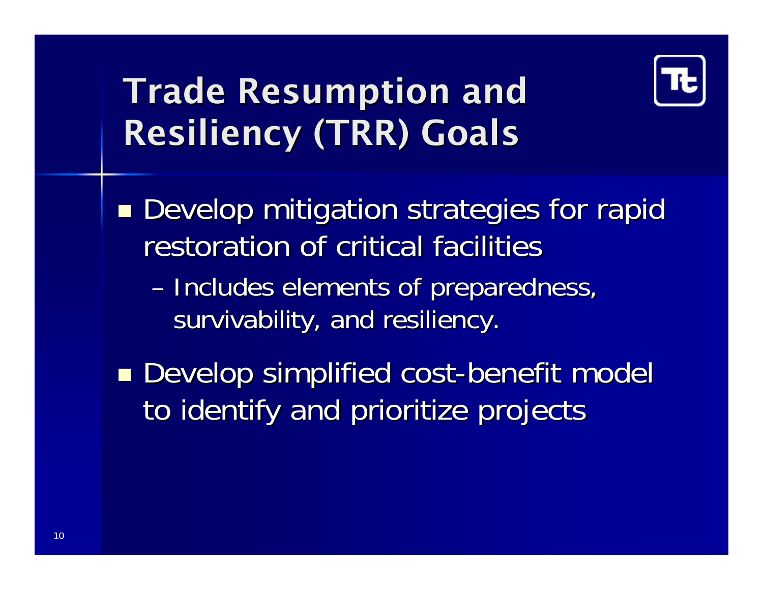# Trade Resumption and Resiliency (TRR) Goals

- Develop mitigation strategies for rapid restoration of critical facilities
  - Includes elements of preparedness, survivability, and resiliency.
- Develop simplified cost-benefit model to identify and prioritize projects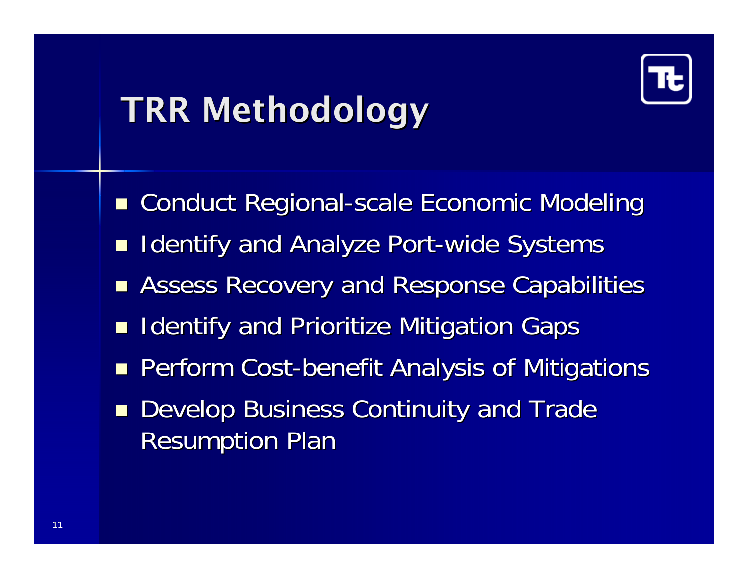# TRR Methodology

- Conduct Regional-scale Economic Modeling
- Identify and Analyze Port-wide Systems
- Assess Recovery and Response Capabilities
- Identify and Prioritize Mitigation Gaps
- Perform Cost-benefit Analysis of Mitigations
- Develop Business Continuity and Trade Resumption Plan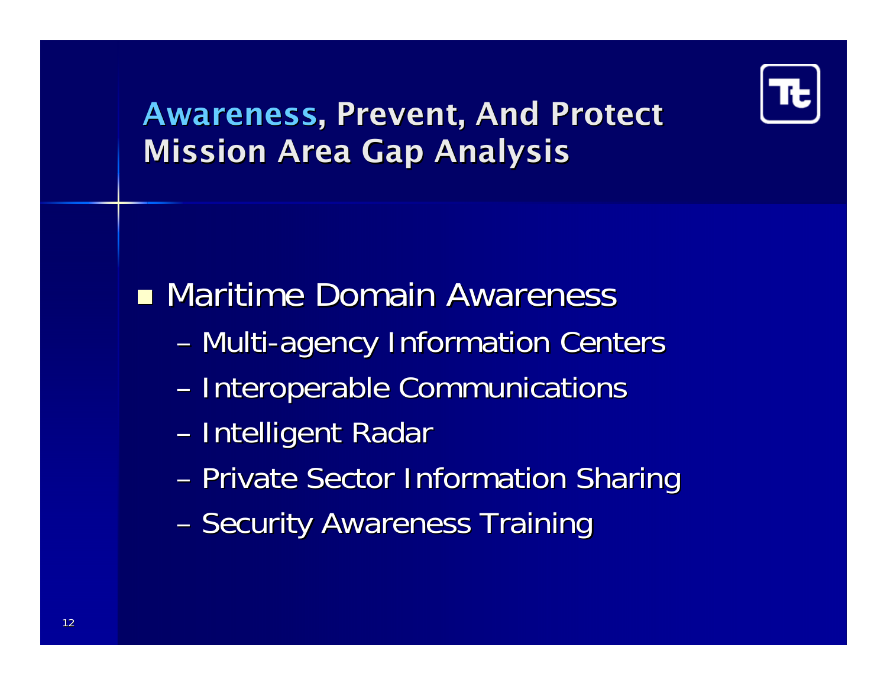# Awareness, Prevent, And Protect Mission Area Gap Analysis

- Maritime Domain Awareness
  - Multi-agency Information Centers
  - Interoperable Communications
  - Intelligent Radar
  - Private Sector Information Sharing
  - Security Awareness Training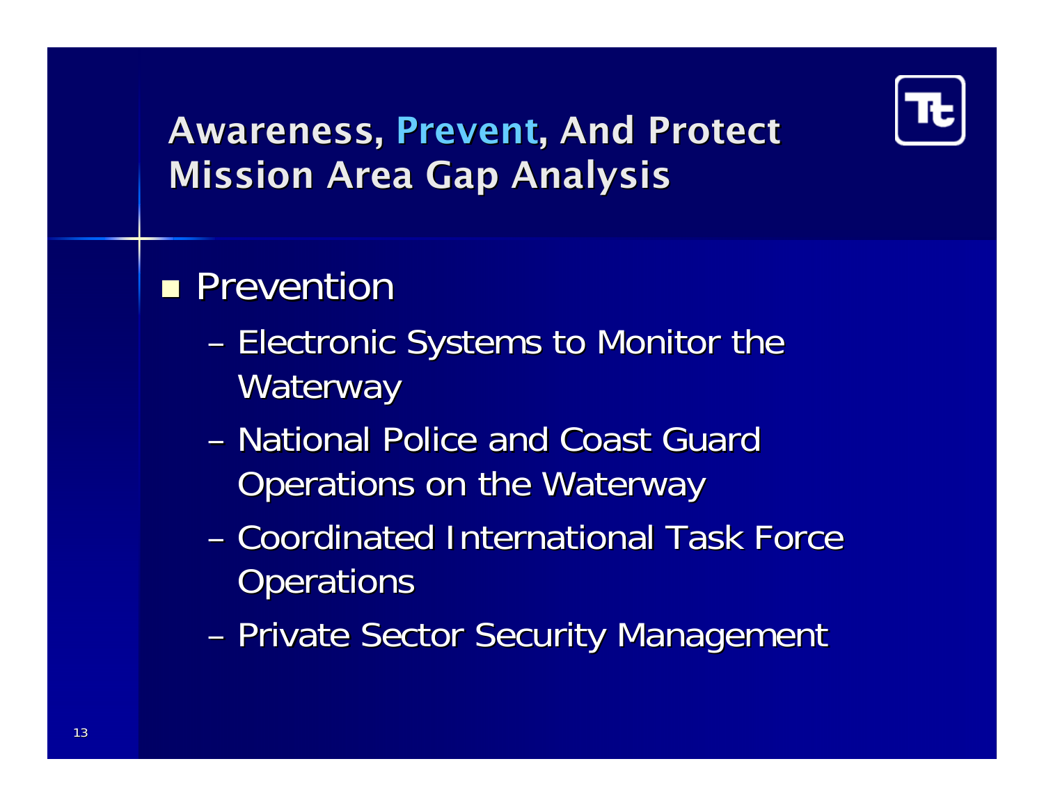# Awareness, Prevent, And Protect Mission Area Gap Analysis

- Prevention
  - Electronic Systems to Monitor the Waterway
  - National Police and Coast Guard Operations on the Waterway
  - Coordinated International Task Force Operations
  - Private Sector Security Management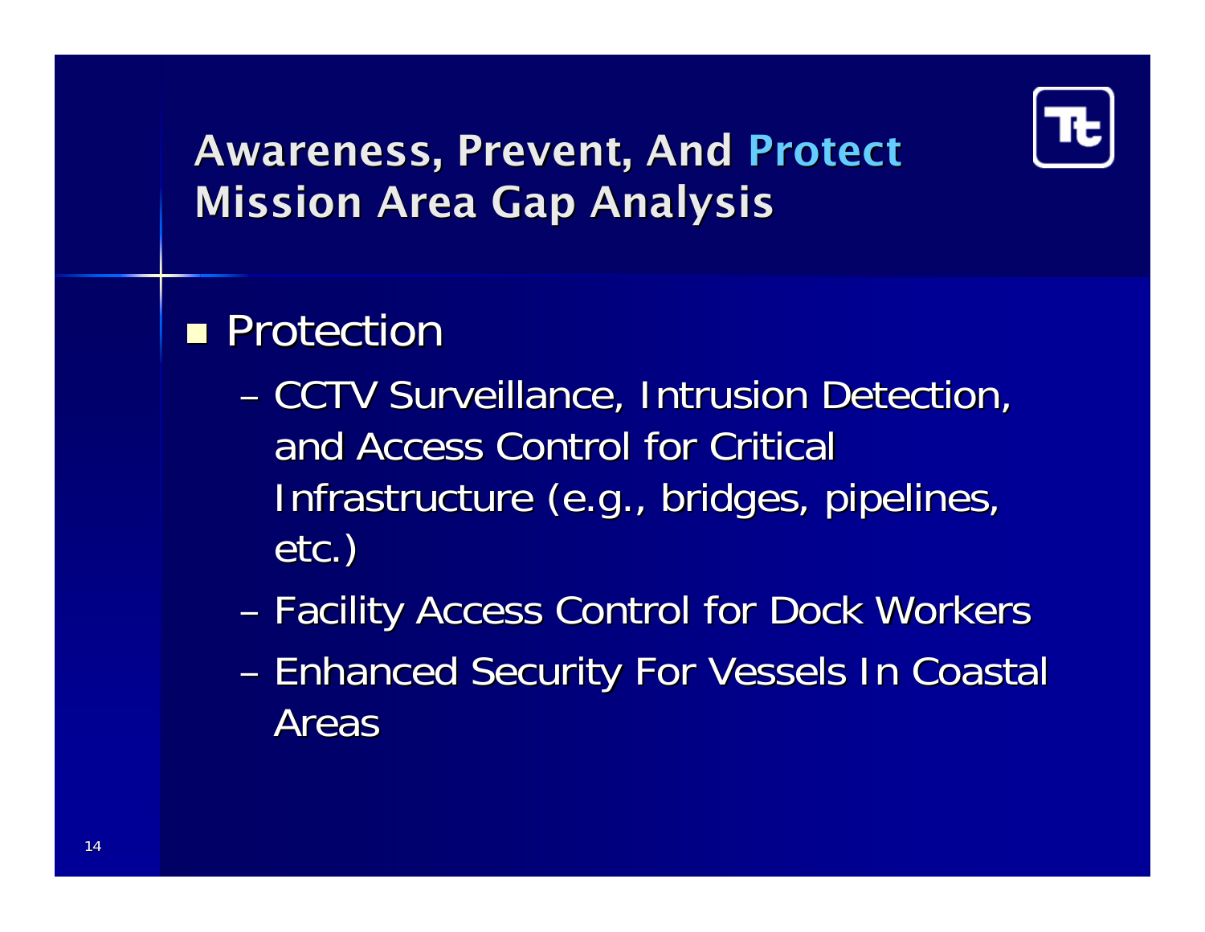# Awareness, Prevent, And Protect Mission Area Gap Analysis

- Protection
  - CCTV Surveillance, Intrusion Detection, and Access Control for Critical Infrastructure (e.g., bridges, pipelines, etc.)
  - Facility Access Control for Dock Workers
  - Enhanced Security For Vessels In Coastal Areas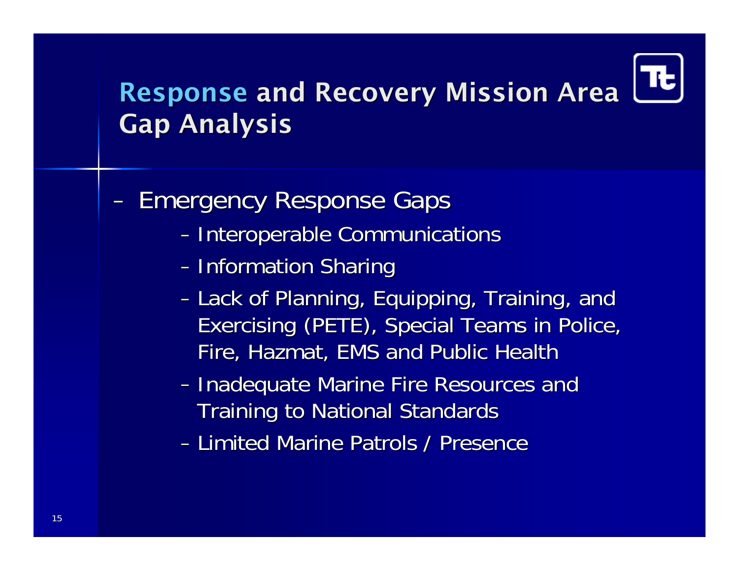# Response and Recovery Mission Area Gap Analysis

- Emergency Response Gaps
  - Interoperable Communications
  - Information Sharing
  - Lack of Planning, Equipping, Training, and Exercising (PETE), Special Teams in Police, Fire, Hazmat, EMS and Public Health
  - Inadequate Marine Fire Resources and Training to National Standards
  - Limited Marine Patrols / Presence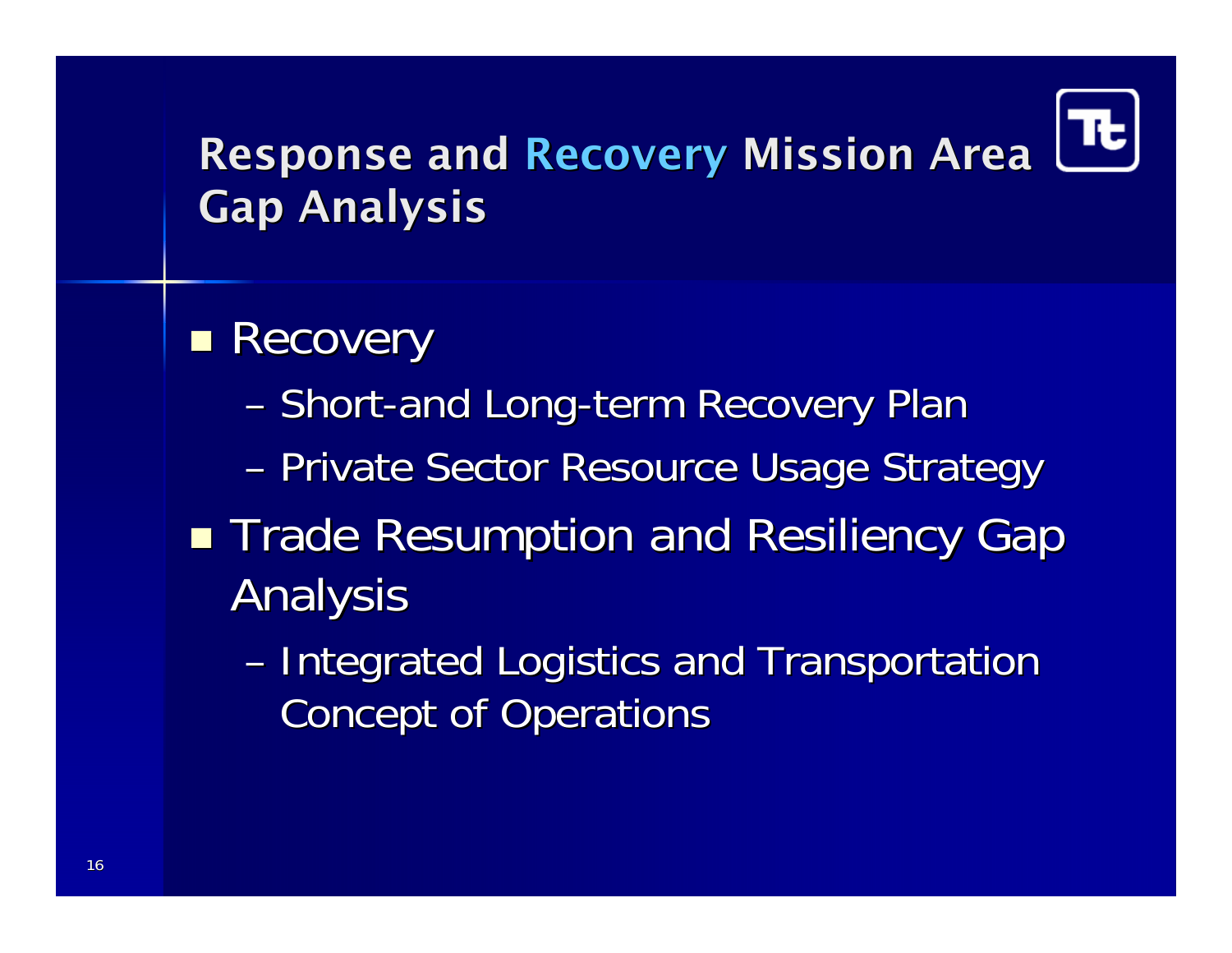# Response and Recovery Mission Area Gap Analysis

- Recovery
  - Short-and Long-term Recovery Plan
  - Private Sector Resource Usage Strategy
- Trade Resumption and Resiliency Gap Analysis
  - Integrated Logistics and Transportation Concept of Operations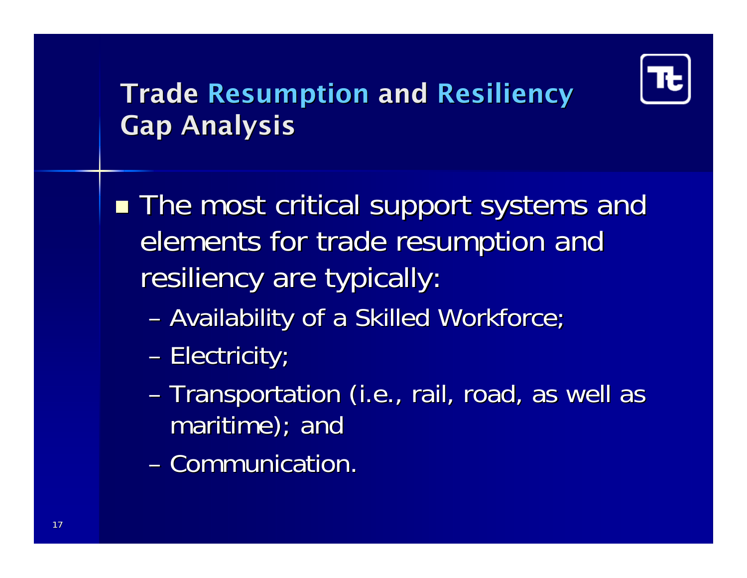# Trade Resumption and Resiliency Gap Analysis

- The most critical support systems and elements for trade resumption and resiliency are typically:
  - Availability of a Skilled Workforce;
  - Electricity;
  - Transportation (i.e., rail, road, as well as maritime); and
  - Communication.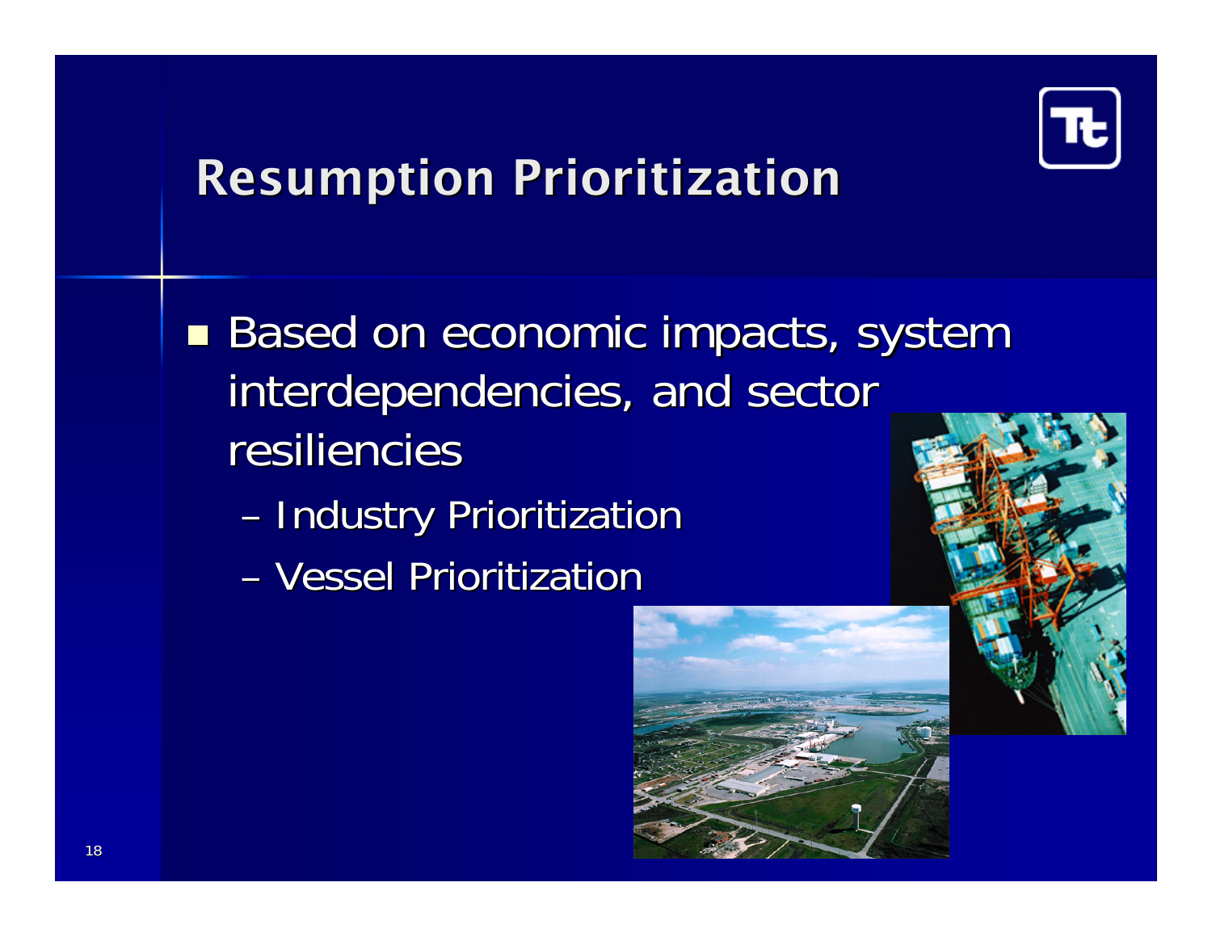# Resumption Prioritization

- Based on economic impacts, system interdependencies, and sector resiliencies
  - Industry Prioritization
  - Vessel Prioritization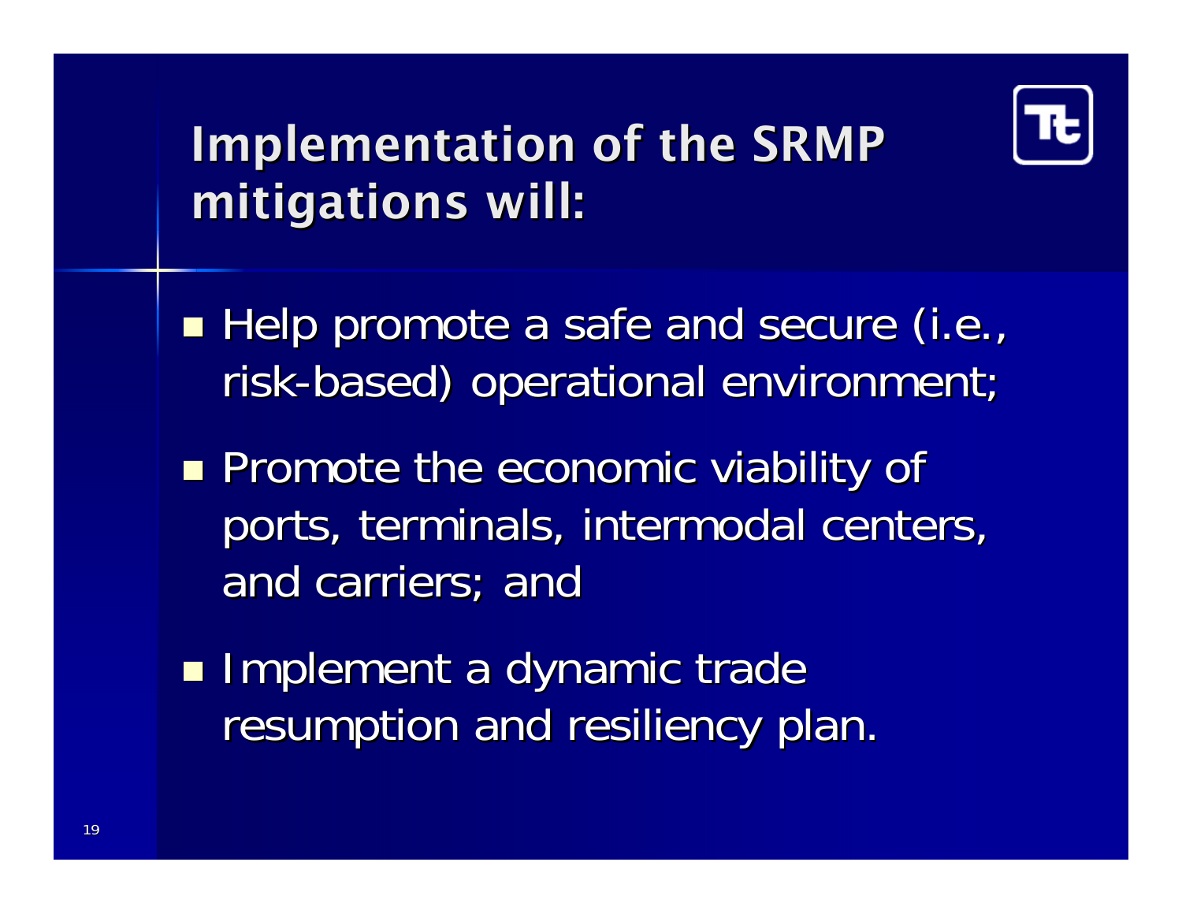# Implementation of the SRMP mitigations will:

- Help promote a safe and secure (i.e., risk-based) operational environment;
- Promote the economic viability of ports, terminals, intermodal centers, and carriers; and
- Implement a dynamic trade resumption and resiliency plan.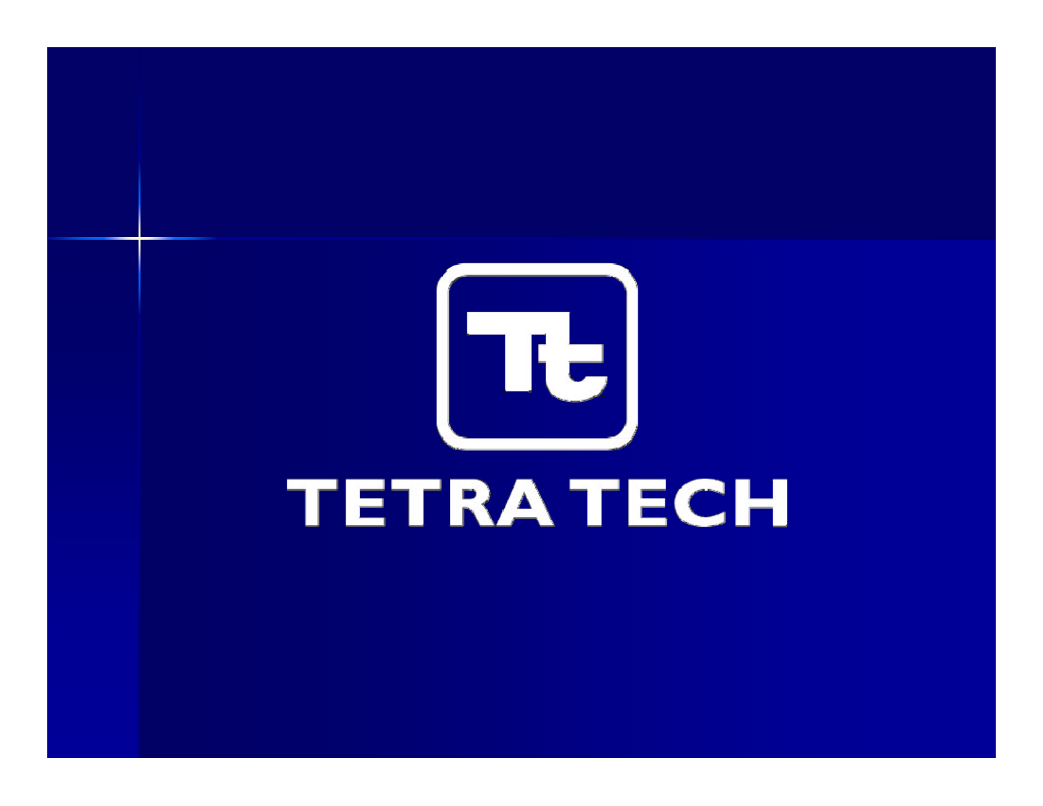TETRA TECH